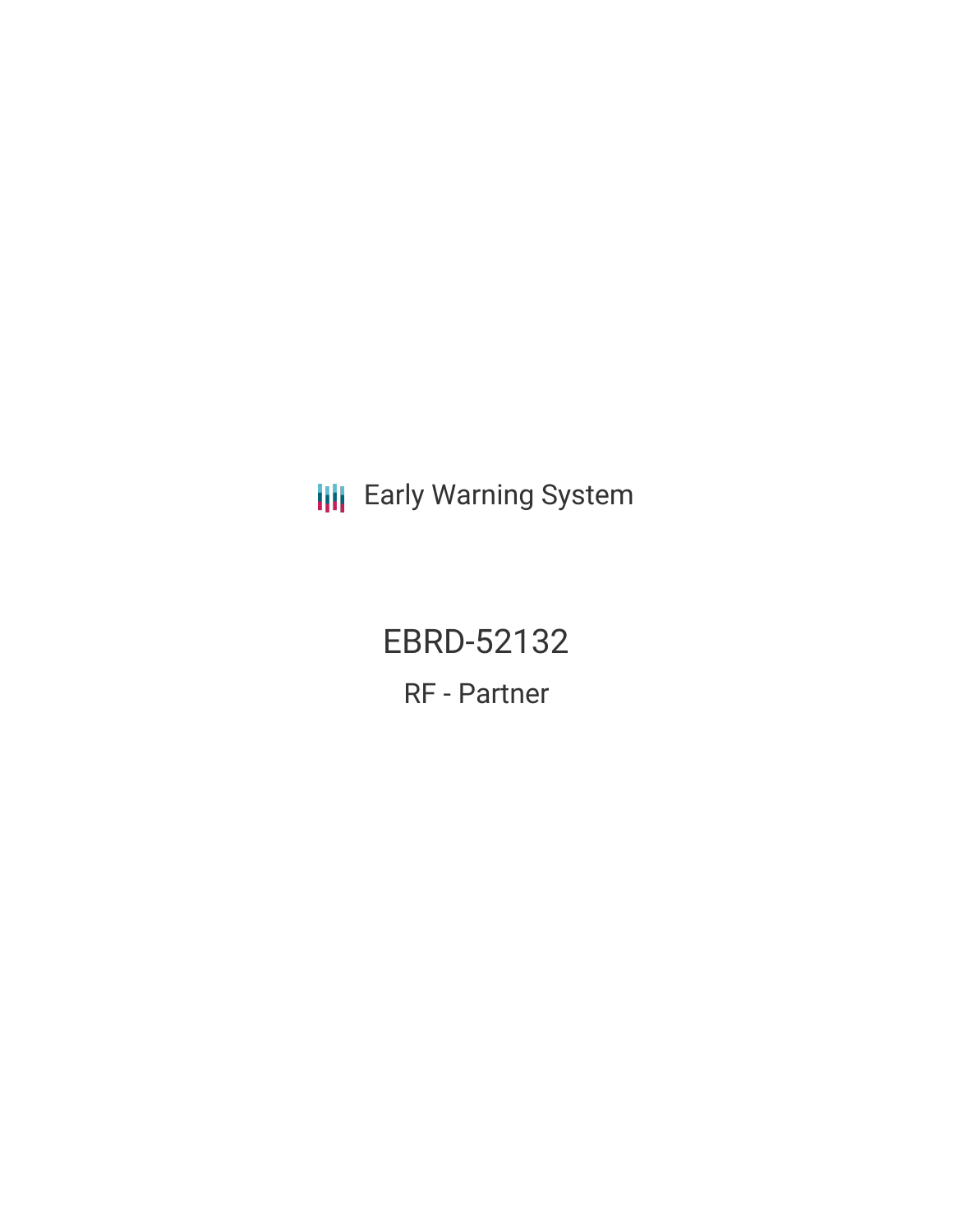Early Warning System

# EBRD-52132

## RF - Partner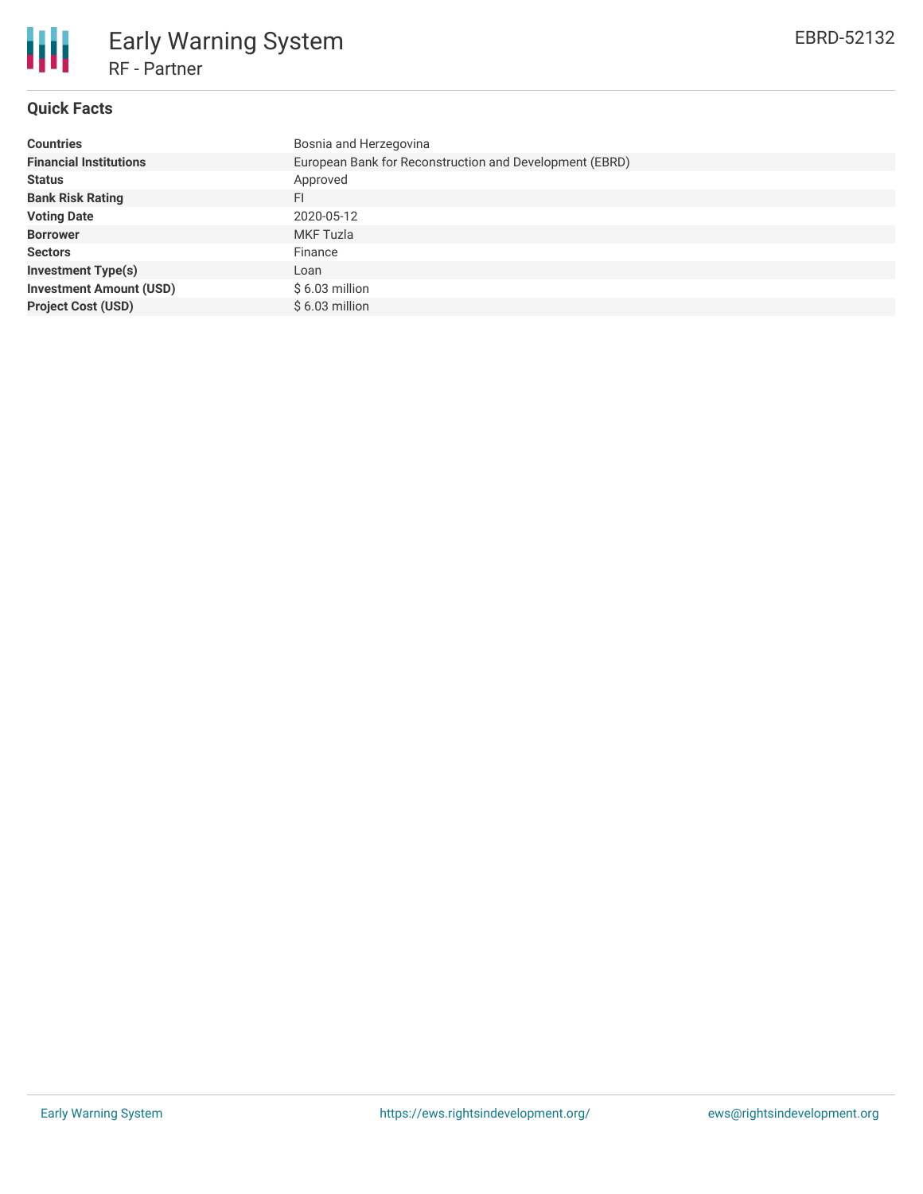# Early Warning System

RF - Partner

EBRD-52132

## Quick Facts

| | |
|---|---|
| **Countries** | Bosnia and Herzegovina |
| **Financial Institutions** | European Bank for Reconstruction and Development (EBRD) |
| **Status** | Approved |
| **Bank Risk Rating** | FI |
| **Voting Date** | 2020-05-12 |
| **Borrower** | MKF Tuzla |
| **Sectors** | Finance |
| **Investment Type(s)** | Loan |
| **Investment Amount (USD)** | $ 6.03 million |
| **Project Cost (USD)** | $ 6.03 million |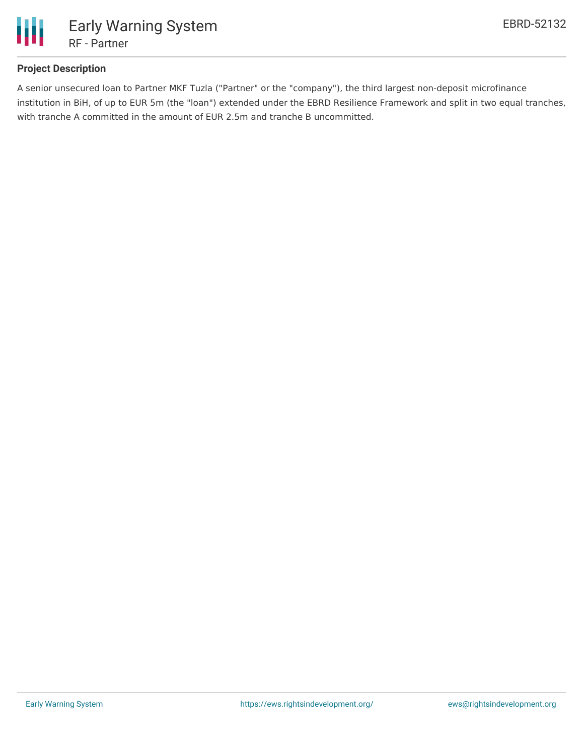## Project Description

A senior unsecured loan to Partner MKF Tuzla ("Partner" or the "company"), the third largest non-deposit microfinance institution in BiH, of up to EUR 5m (the "loan") extended under the EBRD Resilience Framework and split in two equal tranches, with tranche A committed in the amount of EUR 2.5m and tranche B uncommitted.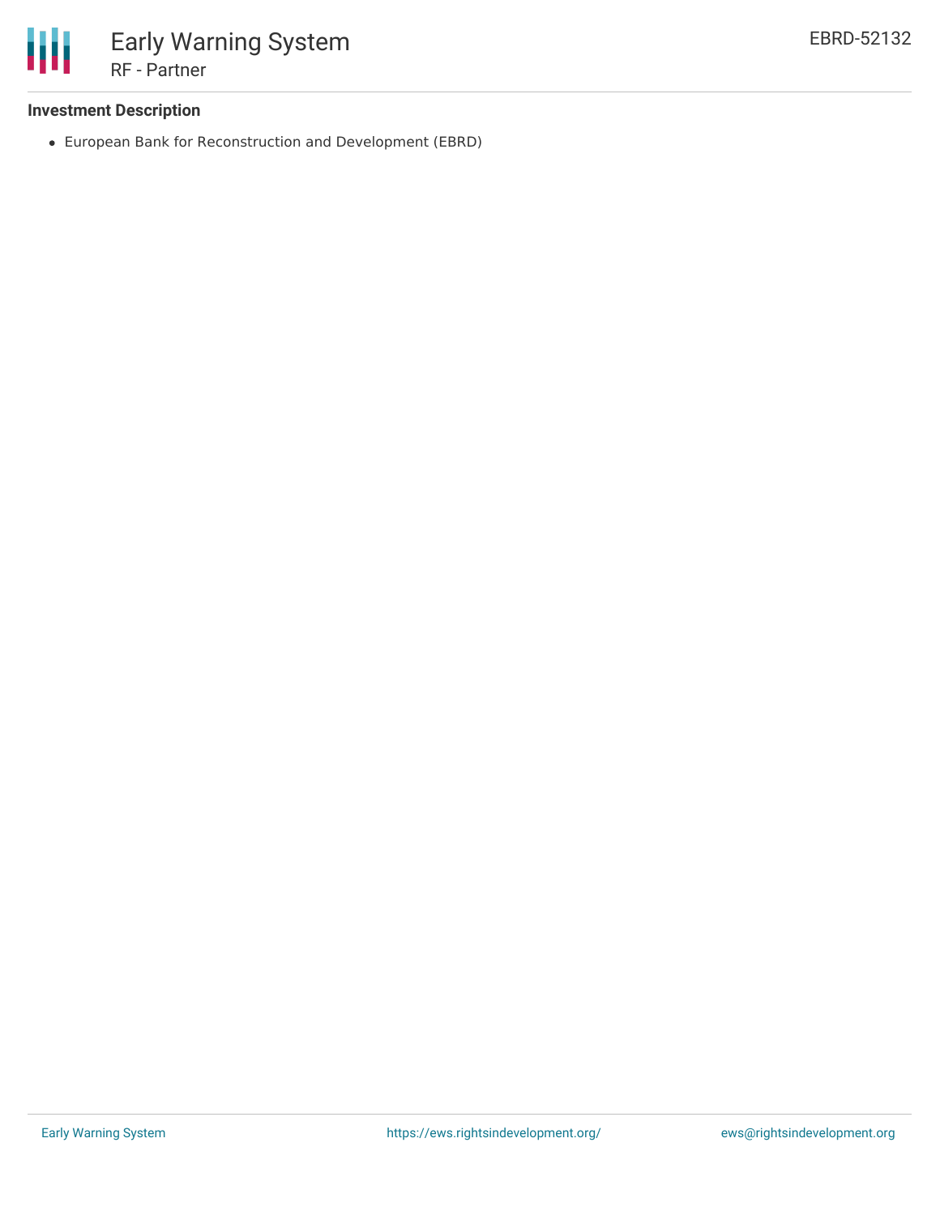### Investment Description

- European Bank for Reconstruction and Development (EBRD)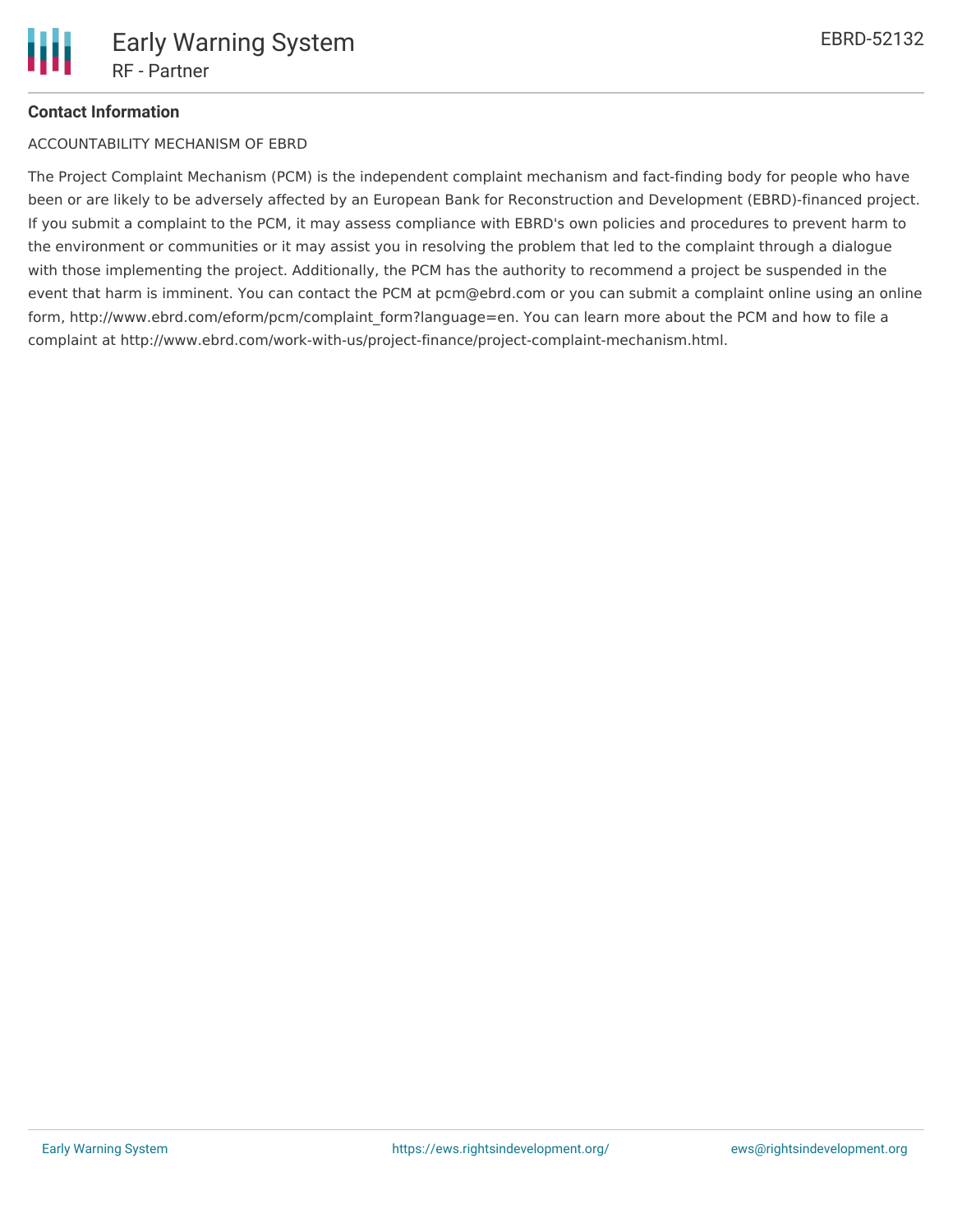**Contact Information**

ACCOUNTABILITY MECHANISM OF EBRD

The Project Complaint Mechanism (PCM) is the independent complaint mechanism and fact-finding body for people who have been or are likely to be adversely affected by an European Bank for Reconstruction and Development (EBRD)-financed project. If you submit a complaint to the PCM, it may assess compliance with EBRD's own policies and procedures to prevent harm to the environment or communities or it may assist you in resolving the problem that led to the complaint through a dialogue with those implementing the project. Additionally, the PCM has the authority to recommend a project be suspended in the event that harm is imminent. You can contact the PCM at pcm@ebrd.com or you can submit a complaint online using an online form, http://www.ebrd.com/eform/pcm/complaint_form?language=en. You can learn more about the PCM and how to file a complaint at http://www.ebrd.com/work-with-us/project-finance/project-complaint-mechanism.html.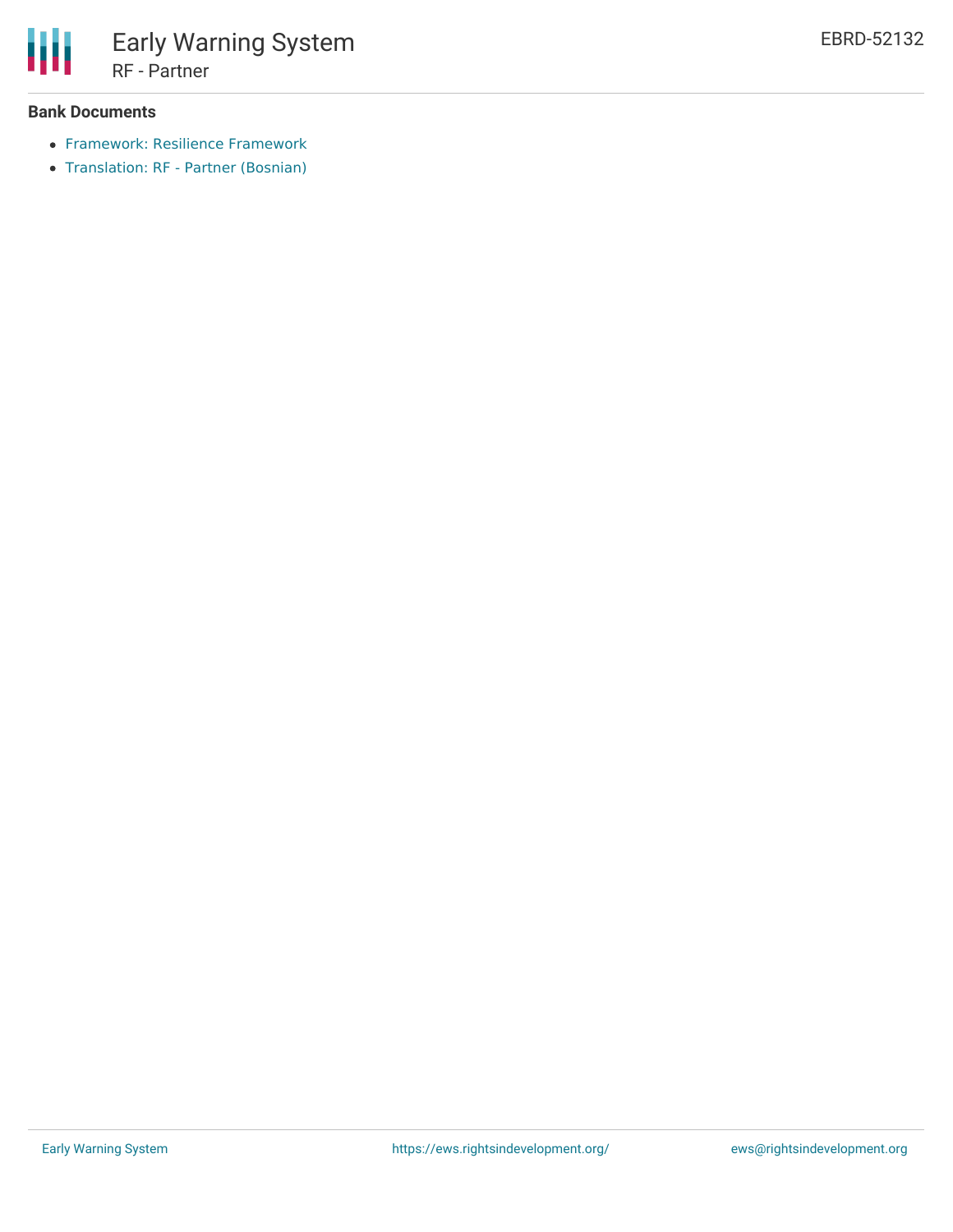### Bank Documents

- Framework: Resilience Framework
- Translation: RF - Partner (Bosnian)